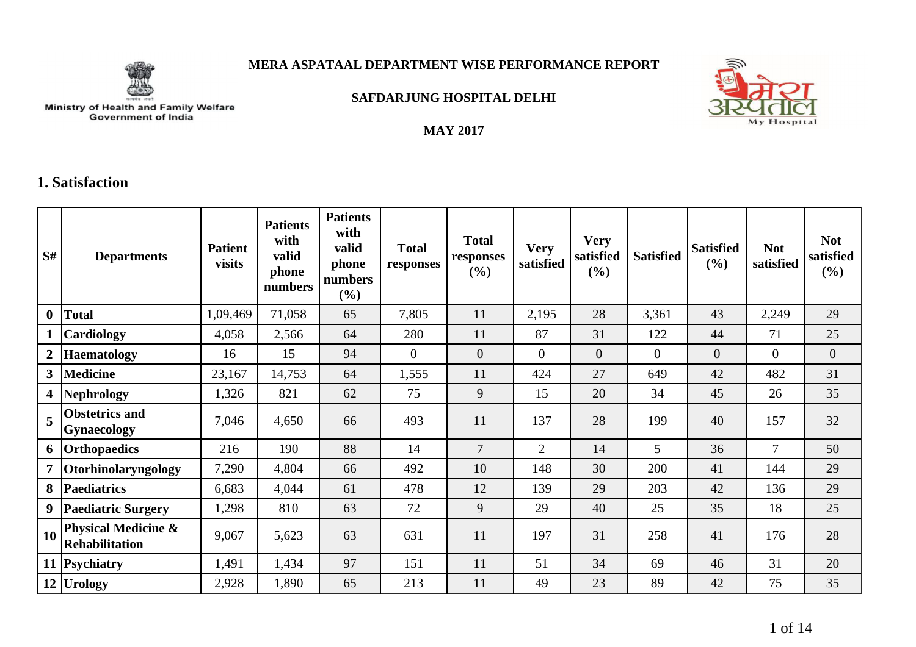Ministry of Health and Family Welfare
Government of India

# MERA ASPATAAL DEPARTMENT WISE PERFORMANCE REPORT

## SAFDARJUNG HOSPITAL DELHI

### MAY 2017

## 1. Satisfaction

| S# | Departments | Patient visits | Patients with valid phone numbers | Patients with valid phone numbers (%) | Total responses | Total responses (%) | Very satisfied | Very satisfied (%) | Satisfied | Satisfied (%) | Not satisfied | Not satisfied (%) |
|---|---|---|---|---|---|---|---|---|---|---|---|---|
| 0 | Total | 1,09,469 | 71,058 | 65 | 7,805 | 11 | 2,195 | 28 | 3,361 | 43 | 2,249 | 29 |
| 1 | Cardiology | 4,058 | 2,566 | 64 | 280 | 11 | 87 | 31 | 122 | 44 | 71 | 25 |
| 2 | Haematology | 16 | 15 | 94 | 0 | 0 | 0 | 0 | 0 | 0 | 0 | 0 |
| 3 | Medicine | 23,167 | 14,753 | 64 | 1,555 | 11 | 424 | 27 | 649 | 42 | 482 | 31 |
| 4 | Nephrology | 1,326 | 821 | 62 | 75 | 9 | 15 | 20 | 34 | 45 | 26 | 35 |
| 5 | Obstetrics and Gynaecology | 7,046 | 4,650 | 66 | 493 | 11 | 137 | 28 | 199 | 40 | 157 | 32 |
| 6 | Orthopaedics | 216 | 190 | 88 | 14 | 7 | 2 | 14 | 5 | 36 | 7 | 50 |
| 7 | Otorhinolaryngology | 7,290 | 4,804 | 66 | 492 | 10 | 148 | 30 | 200 | 41 | 144 | 29 |
| 8 | Paediatrics | 6,683 | 4,044 | 61 | 478 | 12 | 139 | 29 | 203 | 42 | 136 | 29 |
| 9 | Paediatric Surgery | 1,298 | 810 | 63 | 72 | 9 | 29 | 40 | 25 | 35 | 18 | 25 |
| 10 | Physical Medicine & Rehabilitation | 9,067 | 5,623 | 63 | 631 | 11 | 197 | 31 | 258 | 41 | 176 | 28 |
| 11 | Psychiatry | 1,491 | 1,434 | 97 | 151 | 11 | 51 | 34 | 69 | 46 | 31 | 20 |
| 12 | Urology | 2,928 | 1,890 | 65 | 213 | 11 | 49 | 23 | 89 | 42 | 75 | 35 |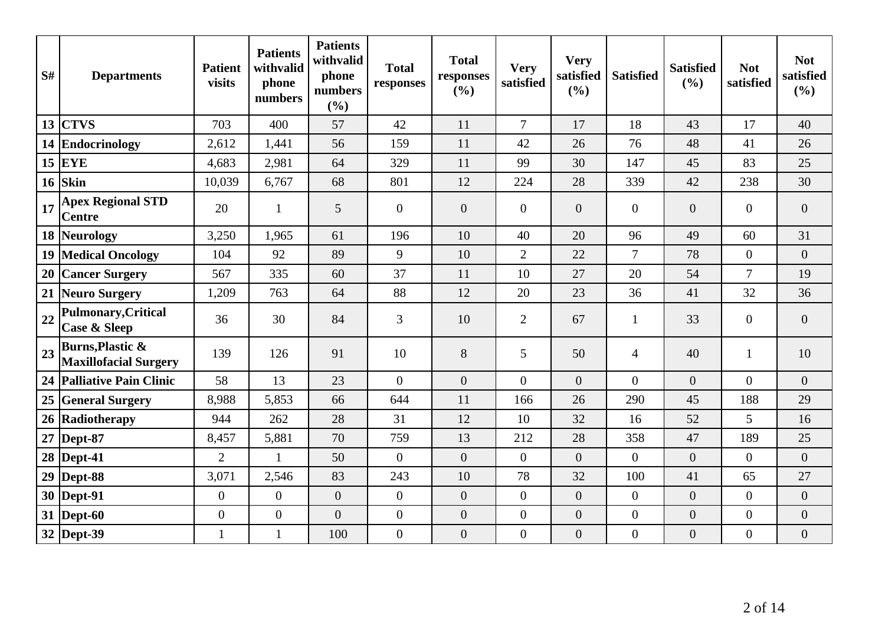| S# | Departments | Patient visits | Patients withvalid phone numbers | Patients withvalid phone numbers (%) | Total responses | Total responses (%) | Very satisfied | Very satisfied (%) | Satisfied | Satisfied (%) | Not satisfied | Not satisfied (%) |
|---|---|---|---|---|---|---|---|---|---|---|---|---|
| 13 | **CTVS** | 703 | 400 | 57 | 42 | 11 | 7 | 17 | 18 | 43 | 17 | 40 |
| 14 | **Endocrinology** | 2,612 | 1,441 | 56 | 159 | 11 | 42 | 26 | 76 | 48 | 41 | 26 |
| 15 | **EYE** | 4,683 | 2,981 | 64 | 329 | 11 | 99 | 30 | 147 | 45 | 83 | 25 |
| 16 | **Skin** | 10,039 | 6,767 | 68 | 801 | 12 | 224 | 28 | 339 | 42 | 238 | 30 |
| 17 | **Apex Regional STD Centre** | 20 | 1 | 5 | 0 | 0 | 0 | 0 | 0 | 0 | 0 | 0 |
| 18 | **Neurology** | 3,250 | 1,965 | 61 | 196 | 10 | 40 | 20 | 96 | 49 | 60 | 31 |
| 19 | **Medical Oncology** | 104 | 92 | 89 | 9 | 10 | 2 | 22 | 7 | 78 | 0 | 0 |
| 20 | **Cancer Surgery** | 567 | 335 | 60 | 37 | 11 | 10 | 27 | 20 | 54 | 7 | 19 |
| 21 | **Neuro Surgery** | 1,209 | 763 | 64 | 88 | 12 | 20 | 23 | 36 | 41 | 32 | 36 |
| 22 | **Pulmonary,Critical Case & Sleep** | 36 | 30 | 84 | 3 | 10 | 2 | 67 | 1 | 33 | 0 | 0 |
| 23 | **Burns,Plastic & Maxillofacial Surgery** | 139 | 126 | 91 | 10 | 8 | 5 | 50 | 4 | 40 | 1 | 10 |
| 24 | **Palliative Pain Clinic** | 58 | 13 | 23 | 0 | 0 | 0 | 0 | 0 | 0 | 0 | 0 |
| 25 | **General Surgery** | 8,988 | 5,853 | 66 | 644 | 11 | 166 | 26 | 290 | 45 | 188 | 29 |
| 26 | **Radiotherapy** | 944 | 262 | 28 | 31 | 12 | 10 | 32 | 16 | 52 | 5 | 16 |
| 27 | **Dept-87** | 8,457 | 5,881 | 70 | 759 | 13 | 212 | 28 | 358 | 47 | 189 | 25 |
| 28 | **Dept-41** | 2 | 1 | 50 | 0 | 0 | 0 | 0 | 0 | 0 | 0 | 0 |
| 29 | **Dept-88** | 3,071 | 2,546 | 83 | 243 | 10 | 78 | 32 | 100 | 41 | 65 | 27 |
| 30 | **Dept-91** | 0 | 0 | 0 | 0 | 0 | 0 | 0 | 0 | 0 | 0 | 0 |
| 31 | **Dept-60** | 0 | 0 | 0 | 0 | 0 | 0 | 0 | 0 | 0 | 0 | 0 |
| 32 | **Dept-39** | 1 | 1 | 100 | 0 | 0 | 0 | 0 | 0 | 0 | 0 | 0 |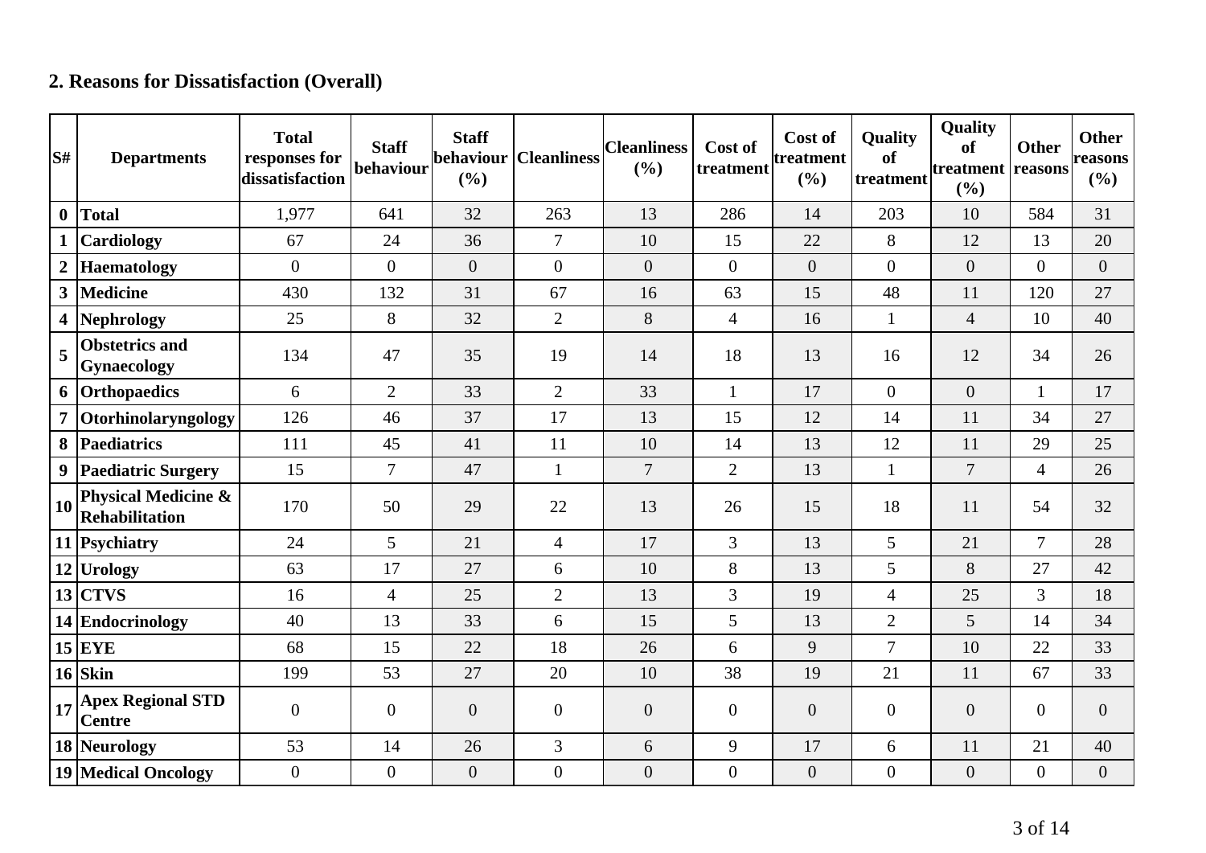## 2. Reasons for Dissatisfaction (Overall)

| S# | Departments | Total responses for dissatisfaction | Staff behaviour | Staff behaviour (%) | Cleanliness | Cleanliness (%) | Cost of treatment | Cost of treatment (%) | Quality of treatment | Quality of treatment (%) | Other reasons | Other reasons (%) |
|---|---|---|---|---|---|---|---|---|---|---|---|---|
| **0** | **Total** | 1,977 | 641 | 32 | 263 | 13 | 286 | 14 | 203 | 10 | 584 | 31 |
| **1** | **Cardiology** | 67 | 24 | 36 | 7 | 10 | 15 | 22 | 8 | 12 | 13 | 20 |
| **2** | **Haematology** | 0 | 0 | 0 | 0 | 0 | 0 | 0 | 0 | 0 | 0 | 0 |
| **3** | **Medicine** | 430 | 132 | 31 | 67 | 16 | 63 | 15 | 48 | 11 | 120 | 27 |
| **4** | **Nephrology** | 25 | 8 | 32 | 2 | 8 | 4 | 16 | 1 | 4 | 10 | 40 |
| **5** | **Obstetrics and Gynaecology** | 134 | 47 | 35 | 19 | 14 | 18 | 13 | 16 | 12 | 34 | 26 |
| **6** | **Orthopaedics** | 6 | 2 | 33 | 2 | 33 | 1 | 17 | 0 | 0 | 1 | 17 |
| **7** | **Otorhinolaryngology** | 126 | 46 | 37 | 17 | 13 | 15 | 12 | 14 | 11 | 34 | 27 |
| **8** | **Paediatrics** | 111 | 45 | 41 | 11 | 10 | 14 | 13 | 12 | 11 | 29 | 25 |
| **9** | **Paediatric Surgery** | 15 | 7 | 47 | 1 | 7 | 2 | 13 | 1 | 7 | 4 | 26 |
| **10** | **Physical Medicine & Rehabilitation** | 170 | 50 | 29 | 22 | 13 | 26 | 15 | 18 | 11 | 54 | 32 |
| **11** | **Psychiatry** | 24 | 5 | 21 | 4 | 17 | 3 | 13 | 5 | 21 | 7 | 28 |
| **12** | **Urology** | 63 | 17 | 27 | 6 | 10 | 8 | 13 | 5 | 8 | 27 | 42 |
| **13** | **CTVS** | 16 | 4 | 25 | 2 | 13 | 3 | 19 | 4 | 25 | 3 | 18 |
| **14** | **Endocrinology** | 40 | 13 | 33 | 6 | 15 | 5 | 13 | 2 | 5 | 14 | 34 |
| **15** | **EYE** | 68 | 15 | 22 | 18 | 26 | 6 | 9 | 7 | 10 | 22 | 33 |
| **16** | **Skin** | 199 | 53 | 27 | 20 | 10 | 38 | 19 | 21 | 11 | 67 | 33 |
| **17** | **Apex Regional STD Centre** | 0 | 0 | 0 | 0 | 0 | 0 | 0 | 0 | 0 | 0 | 0 |
| **18** | **Neurology** | 53 | 14 | 26 | 3 | 6 | 9 | 17 | 6 | 11 | 21 | 40 |
| **19** | **Medical Oncology** | 0 | 0 | 0 | 0 | 0 | 0 | 0 | 0 | 0 | 0 | 0 |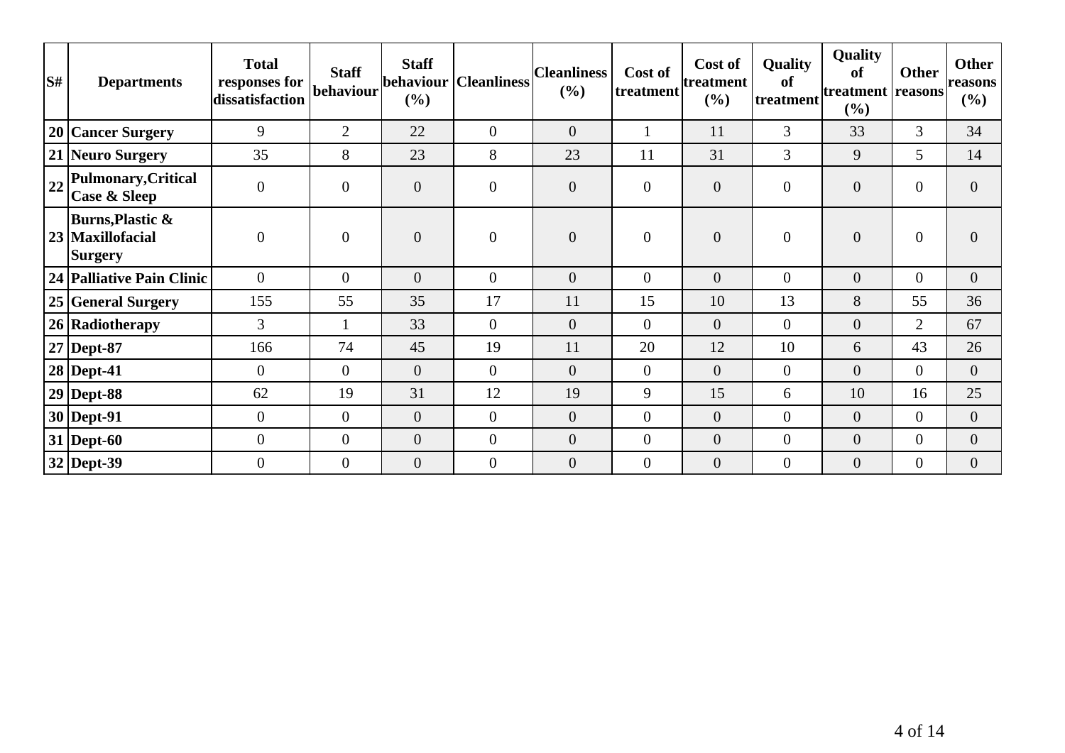| S# | Departments | Total responses for dissatisfaction | Staff behaviour | Staff behaviour (%) | Cleanliness | Cleanliness (%) | Cost of treatment | Cost of treatment (%) | Quality of treatment | Quality of treatment (%) | Other reasons | Other reasons (%) |
|---|---|---|---|---|---|---|---|---|---|---|---|---|
| 20 | **Cancer Surgery** | 9 | 2 | 22 | 0 | 0 | 1 | 11 | 3 | 33 | 3 | 34 |
| 21 | **Neuro Surgery** | 35 | 8 | 23 | 8 | 23 | 11 | 31 | 3 | 9 | 5 | 14 |
| 22 | **Pulmonary,Critical Case & Sleep** | 0 | 0 | 0 | 0 | 0 | 0 | 0 | 0 | 0 | 0 | 0 |
| 23 | **Burns,Plastic & Maxillofacial Surgery** | 0 | 0 | 0 | 0 | 0 | 0 | 0 | 0 | 0 | 0 | 0 |
| 24 | **Palliative Pain Clinic** | 0 | 0 | 0 | 0 | 0 | 0 | 0 | 0 | 0 | 0 | 0 |
| 25 | **General Surgery** | 155 | 55 | 35 | 17 | 11 | 15 | 10 | 13 | 8 | 55 | 36 |
| 26 | **Radiotherapy** | 3 | 1 | 33 | 0 | 0 | 0 | 0 | 0 | 0 | 2 | 67 |
| 27 | **Dept-87** | 166 | 74 | 45 | 19 | 11 | 20 | 12 | 10 | 6 | 43 | 26 |
| 28 | **Dept-41** | 0 | 0 | 0 | 0 | 0 | 0 | 0 | 0 | 0 | 0 | 0 |
| 29 | **Dept-88** | 62 | 19 | 31 | 12 | 19 | 9 | 15 | 6 | 10 | 16 | 25 |
| 30 | **Dept-91** | 0 | 0 | 0 | 0 | 0 | 0 | 0 | 0 | 0 | 0 | 0 |
| 31 | **Dept-60** | 0 | 0 | 0 | 0 | 0 | 0 | 0 | 0 | 0 | 0 | 0 |
| 32 | **Dept-39** | 0 | 0 | 0 | 0 | 0 | 0 | 0 | 0 | 0 | 0 | 0 |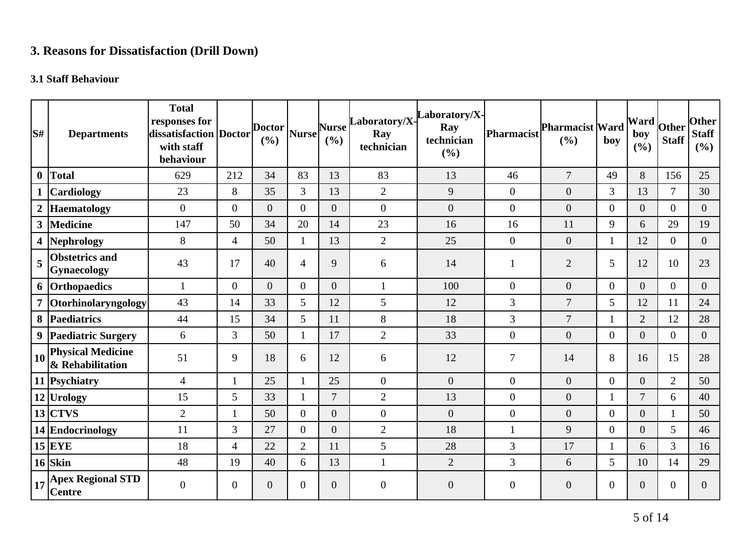## 3. Reasons for Dissatisfaction (Drill Down)

### 3.1 Staff Behaviour

| S# | Departments | Total responses for dissatisfaction with staff behaviour | Doctor | Doctor (%) | Nurse | Nurse (%) | Laboratory/X-Ray technician | Laboratory/X-Ray technician (%) | Pharmacist | Pharmacist (%) | Ward boy | Ward boy (%) | Other Staff | Other Staff (%) |
|---|---|---|---|---|---|---|---|---|---|---|---|---|---|---|
| 0 | Total | 629 | 212 | 34 | 83 | 13 | 83 | 13 | 46 | 7 | 49 | 8 | 156 | 25 |
| 1 | Cardiology | 23 | 8 | 35 | 3 | 13 | 2 | 9 | 0 | 0 | 3 | 13 | 7 | 30 |
| 2 | Haematology | 0 | 0 | 0 | 0 | 0 | 0 | 0 | 0 | 0 | 0 | 0 | 0 | 0 |
| 3 | Medicine | 147 | 50 | 34 | 20 | 14 | 23 | 16 | 16 | 11 | 9 | 6 | 29 | 19 |
| 4 | Nephrology | 8 | 4 | 50 | 1 | 13 | 2 | 25 | 0 | 0 | 1 | 12 | 0 | 0 |
| 5 | Obstetrics and Gynaecology | 43 | 17 | 40 | 4 | 9 | 6 | 14 | 1 | 2 | 5 | 12 | 10 | 23 |
| 6 | Orthopaedics | 1 | 0 | 0 | 0 | 0 | 1 | 100 | 0 | 0 | 0 | 0 | 0 | 0 |
| 7 | Otorhinolaryngology | 43 | 14 | 33 | 5 | 12 | 5 | 12 | 3 | 7 | 5 | 12 | 11 | 24 |
| 8 | Paediatrics | 44 | 15 | 34 | 5 | 11 | 8 | 18 | 3 | 7 | 1 | 2 | 12 | 28 |
| 9 | Paediatric Surgery | 6 | 3 | 50 | 1 | 17 | 2 | 33 | 0 | 0 | 0 | 0 | 0 | 0 |
| 10 | Physical Medicine & Rehabilitation | 51 | 9 | 18 | 6 | 12 | 6 | 12 | 7 | 14 | 8 | 16 | 15 | 28 |
| 11 | Psychiatry | 4 | 1 | 25 | 1 | 25 | 0 | 0 | 0 | 0 | 0 | 0 | 2 | 50 |
| 12 | Urology | 15 | 5 | 33 | 1 | 7 | 2 | 13 | 0 | 0 | 1 | 7 | 6 | 40 |
| 13 | CTVS | 2 | 1 | 50 | 0 | 0 | 0 | 0 | 0 | 0 | 0 | 0 | 1 | 50 |
| 14 | Endocrinology | 11 | 3 | 27 | 0 | 0 | 2 | 18 | 1 | 9 | 0 | 0 | 5 | 46 |
| 15 | EYE | 18 | 4 | 22 | 2 | 11 | 5 | 28 | 3 | 17 | 1 | 6 | 3 | 16 |
| 16 | Skin | 48 | 19 | 40 | 6 | 13 | 1 | 2 | 3 | 6 | 5 | 10 | 14 | 29 |
| 17 | Apex Regional STD Centre | 0 | 0 | 0 | 0 | 0 | 0 | 0 | 0 | 0 | 0 | 0 | 0 | 0 |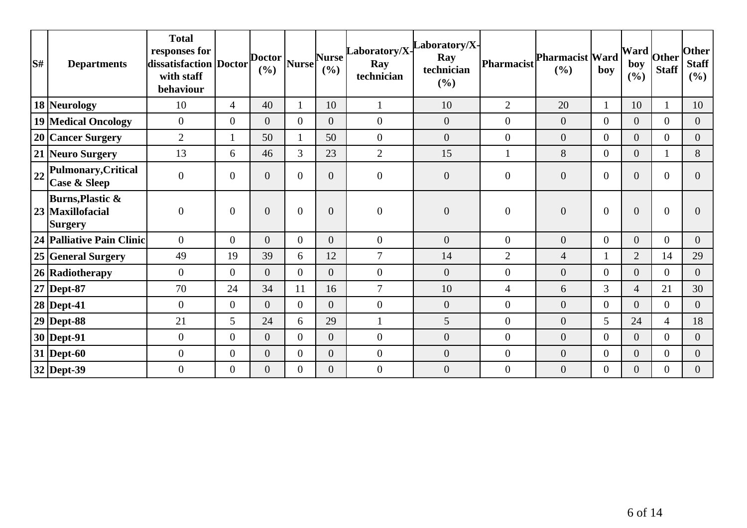| S# | Departments | Total responses for dissatisfaction with staff behaviour | Doctor | Doctor (%) | Nurse | Nurse (%) | Laboratory/X-Ray technician | Laboratory/X-Ray technician (%) | Pharmacist | Pharmacist (%) | Ward boy | Ward boy (%) | Other Staff | Other Staff (%) |
|---|---|---|---|---|---|---|---|---|---|---|---|---|---|---|
| 18 | Neurology | 10 | 4 | 40 | 1 | 10 | 1 | 10 | 2 | 20 | 1 | 10 | 1 | 10 |
| 19 | Medical Oncology | 0 | 0 | 0 | 0 | 0 | 0 | 0 | 0 | 0 | 0 | 0 | 0 | 0 |
| 20 | Cancer Surgery | 2 | 1 | 50 | 1 | 50 | 0 | 0 | 0 | 0 | 0 | 0 | 0 | 0 |
| 21 | Neuro Surgery | 13 | 6 | 46 | 3 | 23 | 2 | 15 | 1 | 8 | 0 | 0 | 1 | 8 |
| 22 | Pulmonary,Critical Case & Sleep | 0 | 0 | 0 | 0 | 0 | 0 | 0 | 0 | 0 | 0 | 0 | 0 | 0 |
| 23 | Burns,Plastic & Maxillofacial Surgery | 0 | 0 | 0 | 0 | 0 | 0 | 0 | 0 | 0 | 0 | 0 | 0 | 0 |
| 24 | Palliative Pain Clinic | 0 | 0 | 0 | 0 | 0 | 0 | 0 | 0 | 0 | 0 | 0 | 0 | 0 |
| 25 | General Surgery | 49 | 19 | 39 | 6 | 12 | 7 | 14 | 2 | 4 | 1 | 2 | 14 | 29 |
| 26 | Radiotherapy | 0 | 0 | 0 | 0 | 0 | 0 | 0 | 0 | 0 | 0 | 0 | 0 | 0 |
| 27 | Dept-87 | 70 | 24 | 34 | 11 | 16 | 7 | 10 | 4 | 6 | 3 | 4 | 21 | 30 |
| 28 | Dept-41 | 0 | 0 | 0 | 0 | 0 | 0 | 0 | 0 | 0 | 0 | 0 | 0 | 0 |
| 29 | Dept-88 | 21 | 5 | 24 | 6 | 29 | 1 | 5 | 0 | 0 | 5 | 24 | 4 | 18 |
| 30 | Dept-91 | 0 | 0 | 0 | 0 | 0 | 0 | 0 | 0 | 0 | 0 | 0 | 0 | 0 |
| 31 | Dept-60 | 0 | 0 | 0 | 0 | 0 | 0 | 0 | 0 | 0 | 0 | 0 | 0 | 0 |
| 32 | Dept-39 | 0 | 0 | 0 | 0 | 0 | 0 | 0 | 0 | 0 | 0 | 0 | 0 | 0 |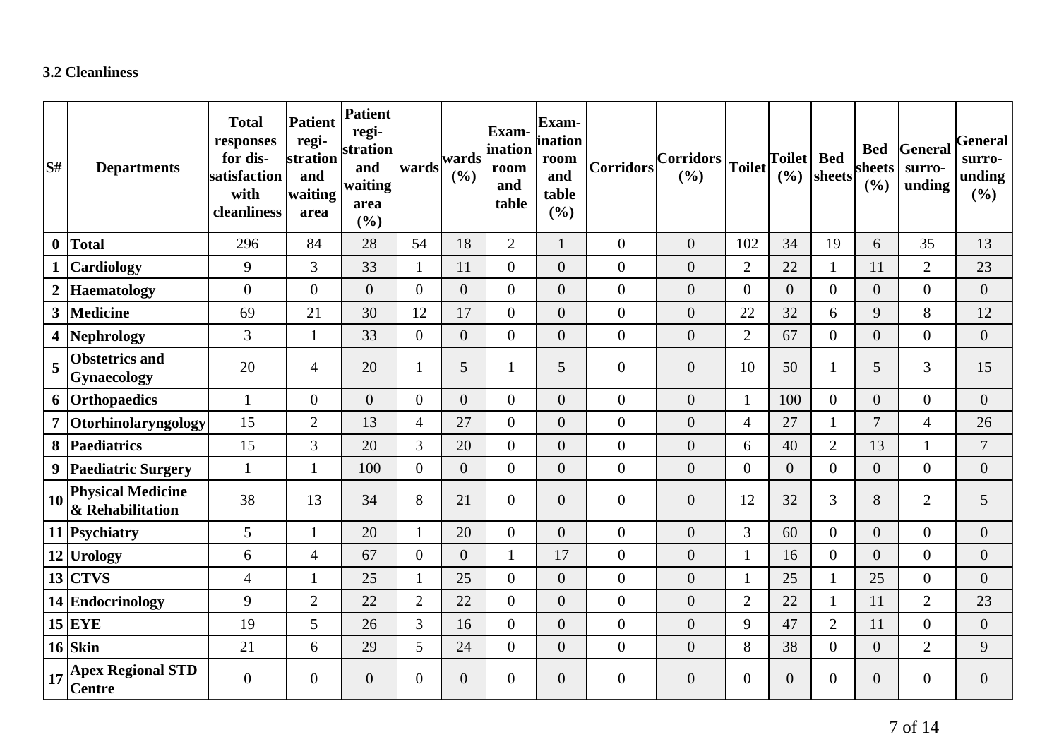### 3.2 Cleanliness

| S# | Departments | Total responses for dis-satisfaction with cleanliness | Patient regi-stration and waiting area | Patient regi-stration and waiting area (%) | wards | wards (%) | Exam-ination room and table | Exam-ination room and table (%) | Corridors | Corridors (%) | Toilet | Toilet (%) | Bed sheets | Bed sheets (%) | General surro-unding | General surro-unding (%) |
|---|---|---|---|---|---|---|---|---|---|---|---|---|---|---|---|---|
| 0 | Total | 296 | 84 | 28 | 54 | 18 | 2 | 1 | 0 | 0 | 102 | 34 | 19 | 6 | 35 | 13 |
| 1 | Cardiology | 9 | 3 | 33 | 1 | 11 | 0 | 0 | 0 | 0 | 2 | 22 | 1 | 11 | 2 | 23 |
| 2 | Haematology | 0 | 0 | 0 | 0 | 0 | 0 | 0 | 0 | 0 | 0 | 0 | 0 | 0 | 0 | 0 |
| 3 | Medicine | 69 | 21 | 30 | 12 | 17 | 0 | 0 | 0 | 0 | 22 | 32 | 6 | 9 | 8 | 12 |
| 4 | Nephrology | 3 | 1 | 33 | 0 | 0 | 0 | 0 | 0 | 0 | 2 | 67 | 0 | 0 | 0 | 0 |
| 5 | Obstetrics and Gynaecology | 20 | 4 | 20 | 1 | 5 | 1 | 5 | 0 | 0 | 10 | 50 | 1 | 5 | 3 | 15 |
| 6 | Orthopaedics | 1 | 0 | 0 | 0 | 0 | 0 | 0 | 0 | 0 | 1 | 100 | 0 | 0 | 0 | 0 |
| 7 | Otorhinolaryngology | 15 | 2 | 13 | 4 | 27 | 0 | 0 | 0 | 0 | 4 | 27 | 1 | 7 | 4 | 26 |
| 8 | Paediatrics | 15 | 3 | 20 | 3 | 20 | 0 | 0 | 0 | 0 | 6 | 40 | 2 | 13 | 1 | 7 |
| 9 | Paediatric Surgery | 1 | 1 | 100 | 0 | 0 | 0 | 0 | 0 | 0 | 0 | 0 | 0 | 0 | 0 | 0 |
| 10 | Physical Medicine & Rehabilitation | 38 | 13 | 34 | 8 | 21 | 0 | 0 | 0 | 0 | 12 | 32 | 3 | 8 | 2 | 5 |
| 11 | Psychiatry | 5 | 1 | 20 | 1 | 20 | 0 | 0 | 0 | 0 | 3 | 60 | 0 | 0 | 0 | 0 |
| 12 | Urology | 6 | 4 | 67 | 0 | 0 | 1 | 17 | 0 | 0 | 1 | 16 | 0 | 0 | 0 | 0 |
| 13 | CTVS | 4 | 1 | 25 | 1 | 25 | 0 | 0 | 0 | 0 | 1 | 25 | 1 | 25 | 0 | 0 |
| 14 | Endocrinology | 9 | 2 | 22 | 2 | 22 | 0 | 0 | 0 | 0 | 2 | 22 | 1 | 11 | 2 | 23 |
| 15 | EYE | 19 | 5 | 26 | 3 | 16 | 0 | 0 | 0 | 0 | 9 | 47 | 2 | 11 | 0 | 0 |
| 16 | Skin | 21 | 6 | 29 | 5 | 24 | 0 | 0 | 0 | 0 | 8 | 38 | 0 | 0 | 2 | 9 |
| 17 | Apex Regional STD Centre | 0 | 0 | 0 | 0 | 0 | 0 | 0 | 0 | 0 | 0 | 0 | 0 | 0 | 0 | 0 |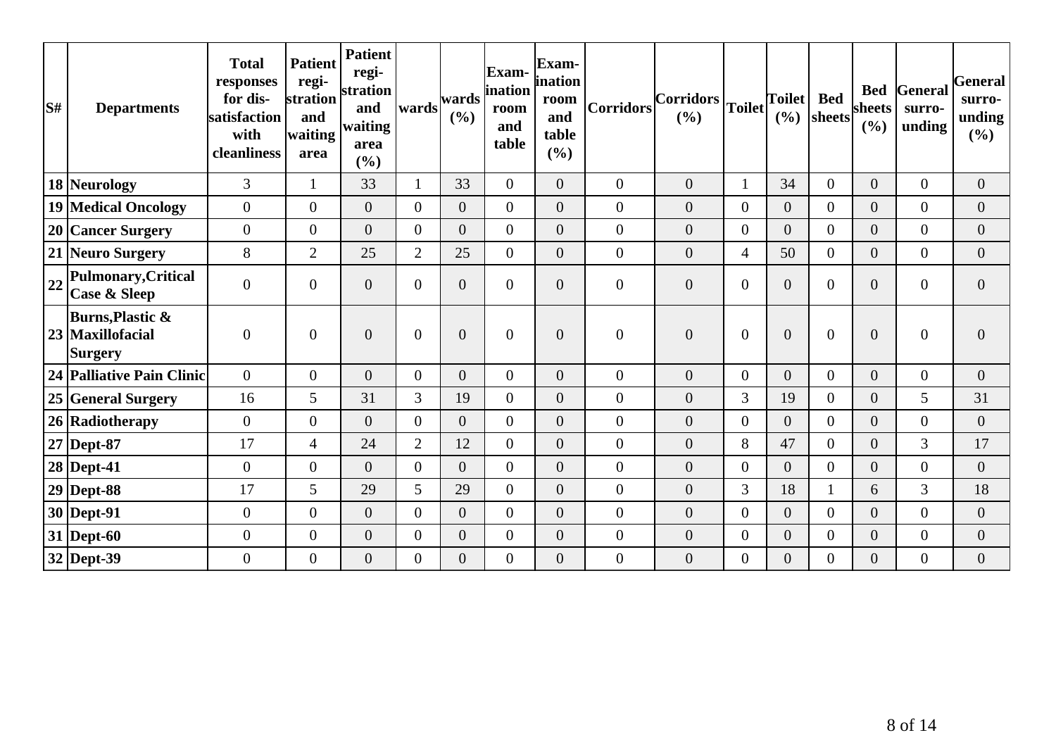| S# | Departments | Total responses for dis-satisfaction with cleanliness | Patient regi-stration and waiting area | Patient regi-stration and waiting area (%) | wards | wards (%) | Exam-ination room and table | Exam-ination room and table (%) | Corridors | Corridors (%) | Toilet | Toilet (%) | Bed sheets | Bed sheets (%) | General surro-unding | General surro-unding (%) |
|---|---|---|---|---|---|---|---|---|---|---|---|---|---|---|---|---|
| 18 | Neurology | 3 | 1 | 33 | 1 | 33 | 0 | 0 | 0 | 0 | 1 | 34 | 0 | 0 | 0 | 0 |
| 19 | Medical Oncology | 0 | 0 | 0 | 0 | 0 | 0 | 0 | 0 | 0 | 0 | 0 | 0 | 0 | 0 | 0 |
| 20 | Cancer Surgery | 0 | 0 | 0 | 0 | 0 | 0 | 0 | 0 | 0 | 0 | 0 | 0 | 0 | 0 | 0 |
| 21 | Neuro Surgery | 8 | 2 | 25 | 2 | 25 | 0 | 0 | 0 | 0 | 4 | 50 | 0 | 0 | 0 | 0 |
| 22 | Pulmonary,Critical Case & Sleep | 0 | 0 | 0 | 0 | 0 | 0 | 0 | 0 | 0 | 0 | 0 | 0 | 0 | 0 | 0 |
| 23 | Burns,Plastic & Maxillofacial Surgery | 0 | 0 | 0 | 0 | 0 | 0 | 0 | 0 | 0 | 0 | 0 | 0 | 0 | 0 | 0 |
| 24 | Palliative Pain Clinic | 0 | 0 | 0 | 0 | 0 | 0 | 0 | 0 | 0 | 0 | 0 | 0 | 0 | 0 | 0 |
| 25 | General Surgery | 16 | 5 | 31 | 3 | 19 | 0 | 0 | 0 | 0 | 3 | 19 | 0 | 0 | 5 | 31 |
| 26 | Radiotherapy | 0 | 0 | 0 | 0 | 0 | 0 | 0 | 0 | 0 | 0 | 0 | 0 | 0 | 0 | 0 |
| 27 | Dept-87 | 17 | 4 | 24 | 2 | 12 | 0 | 0 | 0 | 0 | 8 | 47 | 0 | 0 | 3 | 17 |
| 28 | Dept-41 | 0 | 0 | 0 | 0 | 0 | 0 | 0 | 0 | 0 | 0 | 0 | 0 | 0 | 0 | 0 |
| 29 | Dept-88 | 17 | 5 | 29 | 5 | 29 | 0 | 0 | 0 | 0 | 3 | 18 | 1 | 6 | 3 | 18 |
| 30 | Dept-91 | 0 | 0 | 0 | 0 | 0 | 0 | 0 | 0 | 0 | 0 | 0 | 0 | 0 | 0 | 0 |
| 31 | Dept-60 | 0 | 0 | 0 | 0 | 0 | 0 | 0 | 0 | 0 | 0 | 0 | 0 | 0 | 0 | 0 |
| 32 | Dept-39 | 0 | 0 | 0 | 0 | 0 | 0 | 0 | 0 | 0 | 0 | 0 | 0 | 0 | 0 | 0 |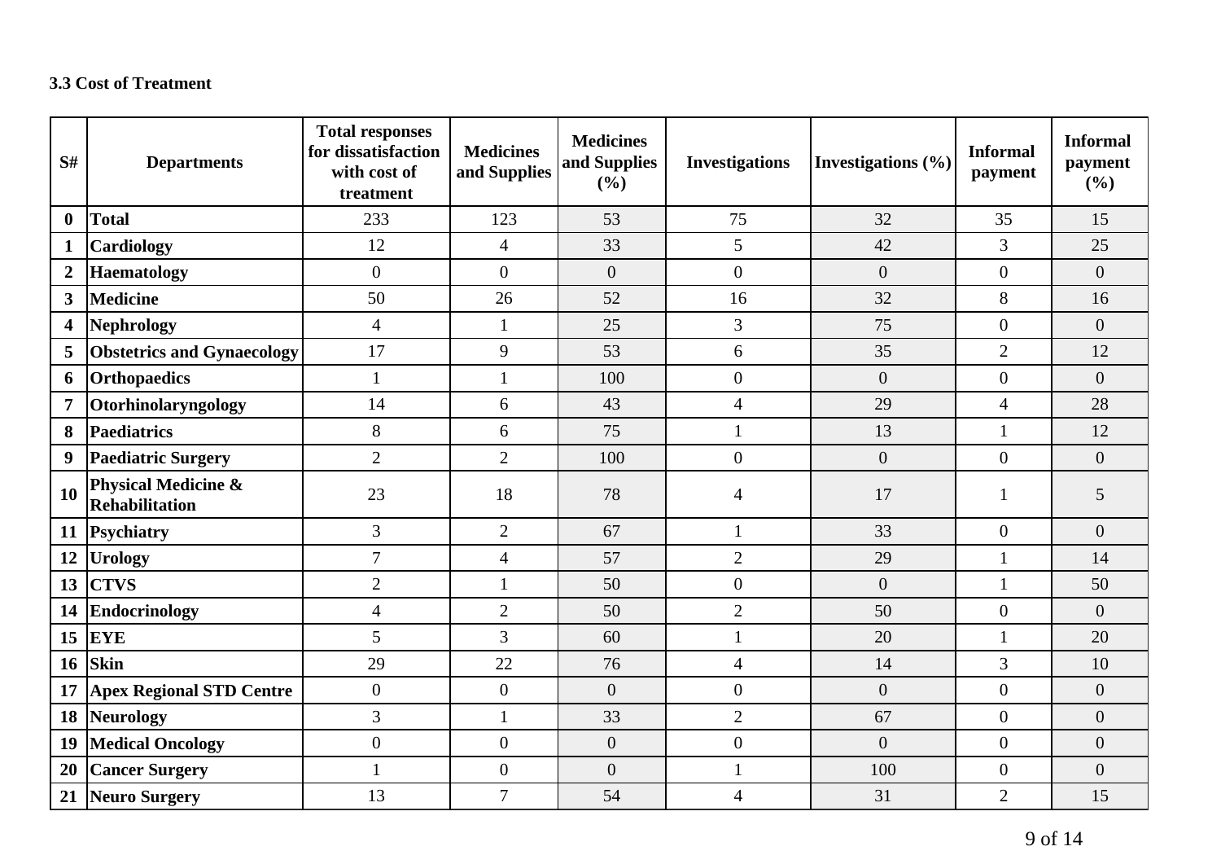### 3.3 Cost of Treatment

| S# | Departments | Total responses for dissatisfaction with cost of treatment | Medicines and Supplies | Medicines and Supplies (%) | Investigations | Investigations (%) | Informal payment | Informal payment (%) |
|---|---|---|---|---|---|---|---|---|
| 0 | Total | 233 | 123 | 53 | 75 | 32 | 35 | 15 |
| 1 | Cardiology | 12 | 4 | 33 | 5 | 42 | 3 | 25 |
| 2 | Haematology | 0 | 0 | 0 | 0 | 0 | 0 | 0 |
| 3 | Medicine | 50 | 26 | 52 | 16 | 32 | 8 | 16 |
| 4 | Nephrology | 4 | 1 | 25 | 3 | 75 | 0 | 0 |
| 5 | Obstetrics and Gynaecology | 17 | 9 | 53 | 6 | 35 | 2 | 12 |
| 6 | Orthopaedics | 1 | 1 | 100 | 0 | 0 | 0 | 0 |
| 7 | Otorhinolaryngology | 14 | 6 | 43 | 4 | 29 | 4 | 28 |
| 8 | Paediatrics | 8 | 6 | 75 | 1 | 13 | 1 | 12 |
| 9 | Paediatric Surgery | 2 | 2 | 100 | 0 | 0 | 0 | 0 |
| 10 | Physical Medicine & Rehabilitation | 23 | 18 | 78 | 4 | 17 | 1 | 5 |
| 11 | Psychiatry | 3 | 2 | 67 | 1 | 33 | 0 | 0 |
| 12 | Urology | 7 | 4 | 57 | 2 | 29 | 1 | 14 |
| 13 | CTVS | 2 | 1 | 50 | 0 | 0 | 1 | 50 |
| 14 | Endocrinology | 4 | 2 | 50 | 2 | 50 | 0 | 0 |
| 15 | EYE | 5 | 3 | 60 | 1 | 20 | 1 | 20 |
| 16 | Skin | 29 | 22 | 76 | 4 | 14 | 3 | 10 |
| 17 | Apex Regional STD Centre | 0 | 0 | 0 | 0 | 0 | 0 | 0 |
| 18 | Neurology | 3 | 1 | 33 | 2 | 67 | 0 | 0 |
| 19 | Medical Oncology | 0 | 0 | 0 | 0 | 0 | 0 | 0 |
| 20 | Cancer Surgery | 1 | 0 | 0 | 1 | 100 | 0 | 0 |
| 21 | Neuro Surgery | 13 | 7 | 54 | 4 | 31 | 2 | 15 |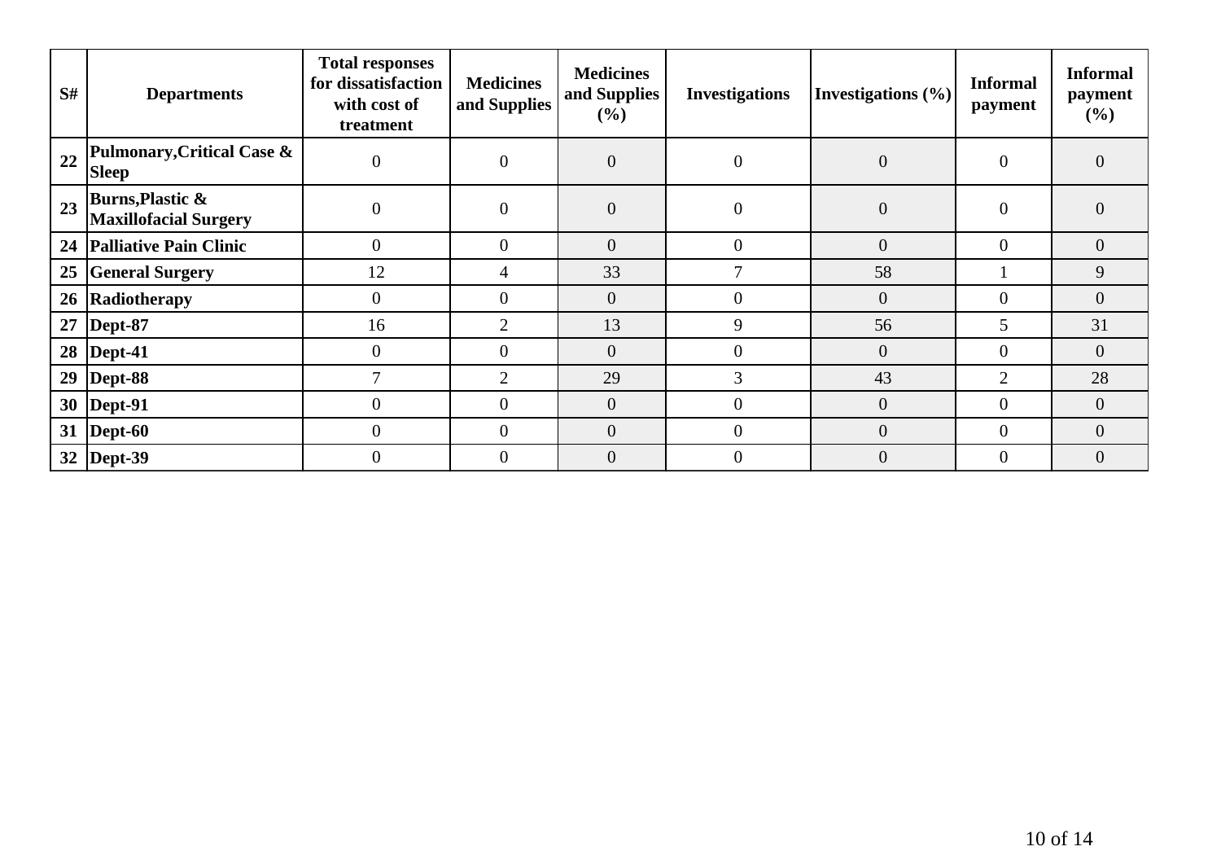| S# | Departments | Total responses for dissatisfaction with cost of treatment | Medicines and Supplies | Medicines and Supplies (%) | Investigations | Investigations (%) | Informal payment | Informal payment (%) |
|---|---|---|---|---|---|---|---|---|
| 22 | **Pulmonary,Critical Case & Sleep** | 0 | 0 | 0 | 0 | 0 | 0 | 0 |
| 23 | **Burns,Plastic & Maxillofacial Surgery** | 0 | 0 | 0 | 0 | 0 | 0 | 0 |
| 24 | **Palliative Pain Clinic** | 0 | 0 | 0 | 0 | 0 | 0 | 0 |
| 25 | **General Surgery** | 12 | 4 | 33 | 7 | 58 | 1 | 9 |
| 26 | **Radiotherapy** | 0 | 0 | 0 | 0 | 0 | 0 | 0 |
| 27 | **Dept-87** | 16 | 2 | 13 | 9 | 56 | 5 | 31 |
| 28 | **Dept-41** | 0 | 0 | 0 | 0 | 0 | 0 | 0 |
| 29 | **Dept-88** | 7 | 2 | 29 | 3 | 43 | 2 | 28 |
| 30 | **Dept-91** | 0 | 0 | 0 | 0 | 0 | 0 | 0 |
| 31 | **Dept-60** | 0 | 0 | 0 | 0 | 0 | 0 | 0 |
| 32 | **Dept-39** | 0 | 0 | 0 | 0 | 0 | 0 | 0 |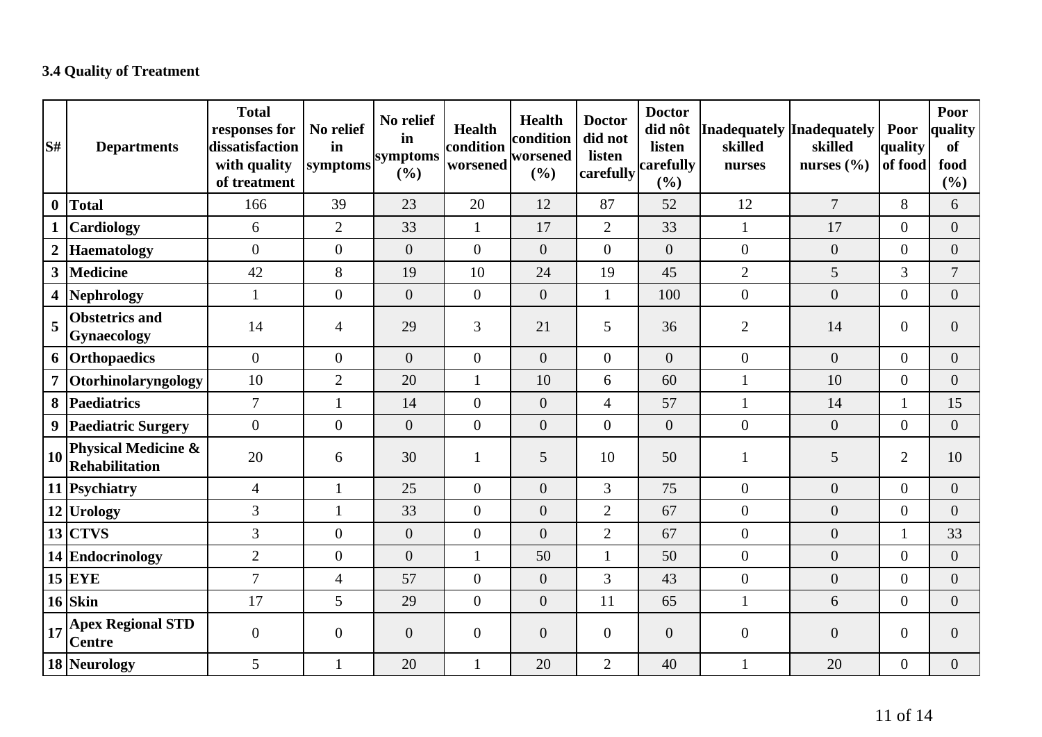### 3.4 Quality of Treatment

| S# | Departments | Total responses for dissatisfaction with quality of treatment | No relief in symptoms | No relief in symptoms (%) | Health condition worsened | Health condition worsened (%) | Doctor did not listen carefully | Doctor did nôt listen carefully (%) | Inadequately skilled nurses | Inadequately skilled nurses (%) | Poor quality of food | Poor quality of food (%) |
|---|---|---|---|---|---|---|---|---|---|---|---|---|
| 0 | **Total** | 166 | 39 | 23 | 20 | 12 | 87 | 52 | 12 | 7 | 8 | 6 |
| 1 | **Cardiology** | 6 | 2 | 33 | 1 | 17 | 2 | 33 | 1 | 17 | 0 | 0 |
| 2 | **Haematology** | 0 | 0 | 0 | 0 | 0 | 0 | 0 | 0 | 0 | 0 | 0 |
| 3 | **Medicine** | 42 | 8 | 19 | 10 | 24 | 19 | 45 | 2 | 5 | 3 | 7 |
| 4 | **Nephrology** | 1 | 0 | 0 | 0 | 0 | 1 | 100 | 0 | 0 | 0 | 0 |
| 5 | **Obstetrics and Gynaecology** | 14 | 4 | 29 | 3 | 21 | 5 | 36 | 2 | 14 | 0 | 0 |
| 6 | **Orthopaedics** | 0 | 0 | 0 | 0 | 0 | 0 | 0 | 0 | 0 | 0 | 0 |
| 7 | **Otorhinolaryngology** | 10 | 2 | 20 | 1 | 10 | 6 | 60 | 1 | 10 | 0 | 0 |
| 8 | **Paediatrics** | 7 | 1 | 14 | 0 | 0 | 4 | 57 | 1 | 14 | 1 | 15 |
| 9 | **Paediatric Surgery** | 0 | 0 | 0 | 0 | 0 | 0 | 0 | 0 | 0 | 0 | 0 |
| 10 | **Physical Medicine & Rehabilitation** | 20 | 6 | 30 | 1 | 5 | 10 | 50 | 1 | 5 | 2 | 10 |
| 11 | **Psychiatry** | 4 | 1 | 25 | 0 | 0 | 3 | 75 | 0 | 0 | 0 | 0 |
| 12 | **Urology** | 3 | 1 | 33 | 0 | 0 | 2 | 67 | 0 | 0 | 0 | 0 |
| 13 | **CTVS** | 3 | 0 | 0 | 0 | 0 | 2 | 67 | 0 | 0 | 1 | 33 |
| 14 | **Endocrinology** | 2 | 0 | 0 | 1 | 50 | 1 | 50 | 0 | 0 | 0 | 0 |
| 15 | **EYE** | 7 | 4 | 57 | 0 | 0 | 3 | 43 | 0 | 0 | 0 | 0 |
| 16 | **Skin** | 17 | 5 | 29 | 0 | 0 | 11 | 65 | 1 | 6 | 0 | 0 |
| 17 | **Apex Regional STD Centre** | 0 | 0 | 0 | 0 | 0 | 0 | 0 | 0 | 0 | 0 | 0 |
| 18 | **Neurology** | 5 | 1 | 20 | 1 | 20 | 2 | 40 | 1 | 20 | 0 | 0 |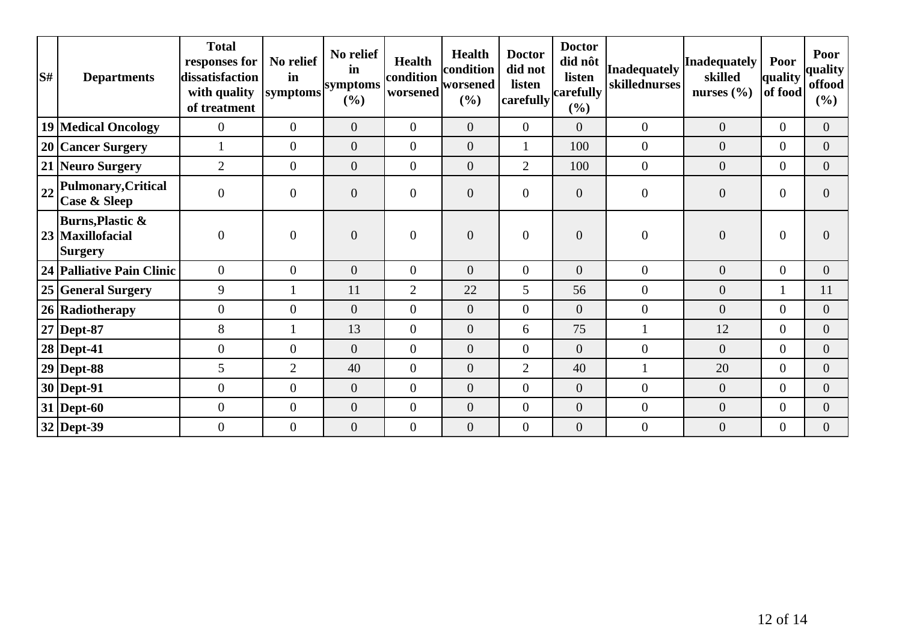| S# | Departments | Total responses for dissatisfaction with quality of treatment | No relief in symptoms | No relief in symptoms (%) | Health condition worsened | Health condition worsened (%) | Doctor did not listen carefully | Doctor did nôt listen carefully (%) | Inadequately skillednurses | Inadequately skilled nurses (%) | Poor quality of food | Poor quality offood (%) |
|---|---|---|---|---|---|---|---|---|---|---|---|---|
| 19 | Medical Oncology | 0 | 0 | 0 | 0 | 0 | 0 | 0 | 0 | 0 | 0 | 0 |
| 20 | Cancer Surgery | 1 | 0 | 0 | 0 | 0 | 1 | 100 | 0 | 0 | 0 | 0 |
| 21 | Neuro Surgery | 2 | 0 | 0 | 0 | 0 | 2 | 100 | 0 | 0 | 0 | 0 |
| 22 | Pulmonary,Critical Case & Sleep | 0 | 0 | 0 | 0 | 0 | 0 | 0 | 0 | 0 | 0 | 0 |
| 23 | Burns,Plastic & Maxillofacial Surgery | 0 | 0 | 0 | 0 | 0 | 0 | 0 | 0 | 0 | 0 | 0 |
| 24 | Palliative Pain Clinic | 0 | 0 | 0 | 0 | 0 | 0 | 0 | 0 | 0 | 0 | 0 |
| 25 | General Surgery | 9 | 1 | 11 | 2 | 22 | 5 | 56 | 0 | 0 | 1 | 11 |
| 26 | Radiotherapy | 0 | 0 | 0 | 0 | 0 | 0 | 0 | 0 | 0 | 0 | 0 |
| 27 | Dept-87 | 8 | 1 | 13 | 0 | 0 | 6 | 75 | 1 | 12 | 0 | 0 |
| 28 | Dept-41 | 0 | 0 | 0 | 0 | 0 | 0 | 0 | 0 | 0 | 0 | 0 |
| 29 | Dept-88 | 5 | 2 | 40 | 0 | 0 | 2 | 40 | 1 | 20 | 0 | 0 |
| 30 | Dept-91 | 0 | 0 | 0 | 0 | 0 | 0 | 0 | 0 | 0 | 0 | 0 |
| 31 | Dept-60 | 0 | 0 | 0 | 0 | 0 | 0 | 0 | 0 | 0 | 0 | 0 |
| 32 | Dept-39 | 0 | 0 | 0 | 0 | 0 | 0 | 0 | 0 | 0 | 0 | 0 |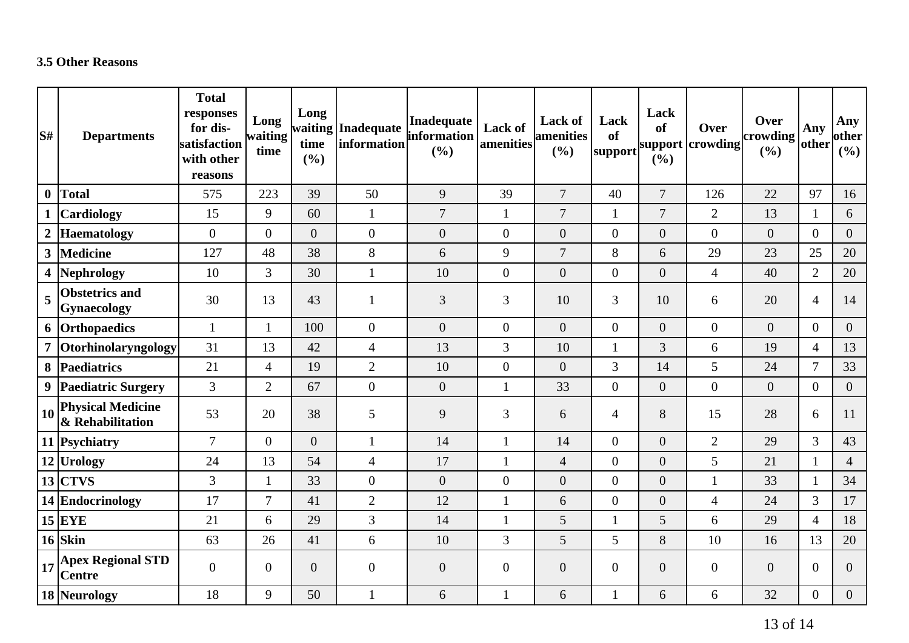### 3.5 Other Reasons

| S# | Departments | Total responses for dis-satisfaction with other reasons | Long waiting time | Long waiting time (%) | Inadequate information | Inadequate information (%) | Lack of amenities | Lack of amenities (%) | Lack of support | Lack of support (%) | Over crowding | Over crowding (%) | Any other | Any other (%) |
|---|---|---|---|---|---|---|---|---|---|---|---|---|---|---|
| **0** | **Total** | 575 | 223 | 39 | 50 | 9 | 39 | 7 | 40 | 7 | 126 | 22 | 97 | 16 |
| **1** | **Cardiology** | 15 | 9 | 60 | 1 | 7 | 1 | 7 | 1 | 7 | 2 | 13 | 1 | 6 |
| **2** | **Haematology** | 0 | 0 | 0 | 0 | 0 | 0 | 0 | 0 | 0 | 0 | 0 | 0 | 0 |
| **3** | **Medicine** | 127 | 48 | 38 | 8 | 6 | 9 | 7 | 8 | 6 | 29 | 23 | 25 | 20 |
| **4** | **Nephrology** | 10 | 3 | 30 | 1 | 10 | 0 | 0 | 0 | 0 | 4 | 40 | 2 | 20 |
| **5** | **Obstetrics and Gynaecology** | 30 | 13 | 43 | 1 | 3 | 3 | 10 | 3 | 10 | 6 | 20 | 4 | 14 |
| **6** | **Orthopaedics** | 1 | 1 | 100 | 0 | 0 | 0 | 0 | 0 | 0 | 0 | 0 | 0 | 0 |
| **7** | **Otorhinolaryngology** | 31 | 13 | 42 | 4 | 13 | 3 | 10 | 1 | 3 | 6 | 19 | 4 | 13 |
| **8** | **Paediatrics** | 21 | 4 | 19 | 2 | 10 | 0 | 0 | 3 | 14 | 5 | 24 | 7 | 33 |
| **9** | **Paediatric Surgery** | 3 | 2 | 67 | 0 | 0 | 1 | 33 | 0 | 0 | 0 | 0 | 0 | 0 |
| **10** | **Physical Medicine & Rehabilitation** | 53 | 20 | 38 | 5 | 9 | 3 | 6 | 4 | 8 | 15 | 28 | 6 | 11 |
| **11** | **Psychiatry** | 7 | 0 | 0 | 1 | 14 | 1 | 14 | 0 | 0 | 2 | 29 | 3 | 43 |
| **12** | **Urology** | 24 | 13 | 54 | 4 | 17 | 1 | 4 | 0 | 0 | 5 | 21 | 1 | 4 |
| **13** | **CTVS** | 3 | 1 | 33 | 0 | 0 | 0 | 0 | 0 | 0 | 1 | 33 | 1 | 34 |
| **14** | **Endocrinology** | 17 | 7 | 41 | 2 | 12 | 1 | 6 | 0 | 0 | 4 | 24 | 3 | 17 |
| **15** | **EYE** | 21 | 6 | 29 | 3 | 14 | 1 | 5 | 1 | 5 | 6 | 29 | 4 | 18 |
| **16** | **Skin** | 63 | 26 | 41 | 6 | 10 | 3 | 5 | 5 | 8 | 10 | 16 | 13 | 20 |
| **17** | **Apex Regional STD Centre** | 0 | 0 | 0 | 0 | 0 | 0 | 0 | 0 | 0 | 0 | 0 | 0 | 0 |
| **18** | **Neurology** | 18 | 9 | 50 | 1 | 6 | 1 | 6 | 1 | 6 | 6 | 32 | 0 | 0 |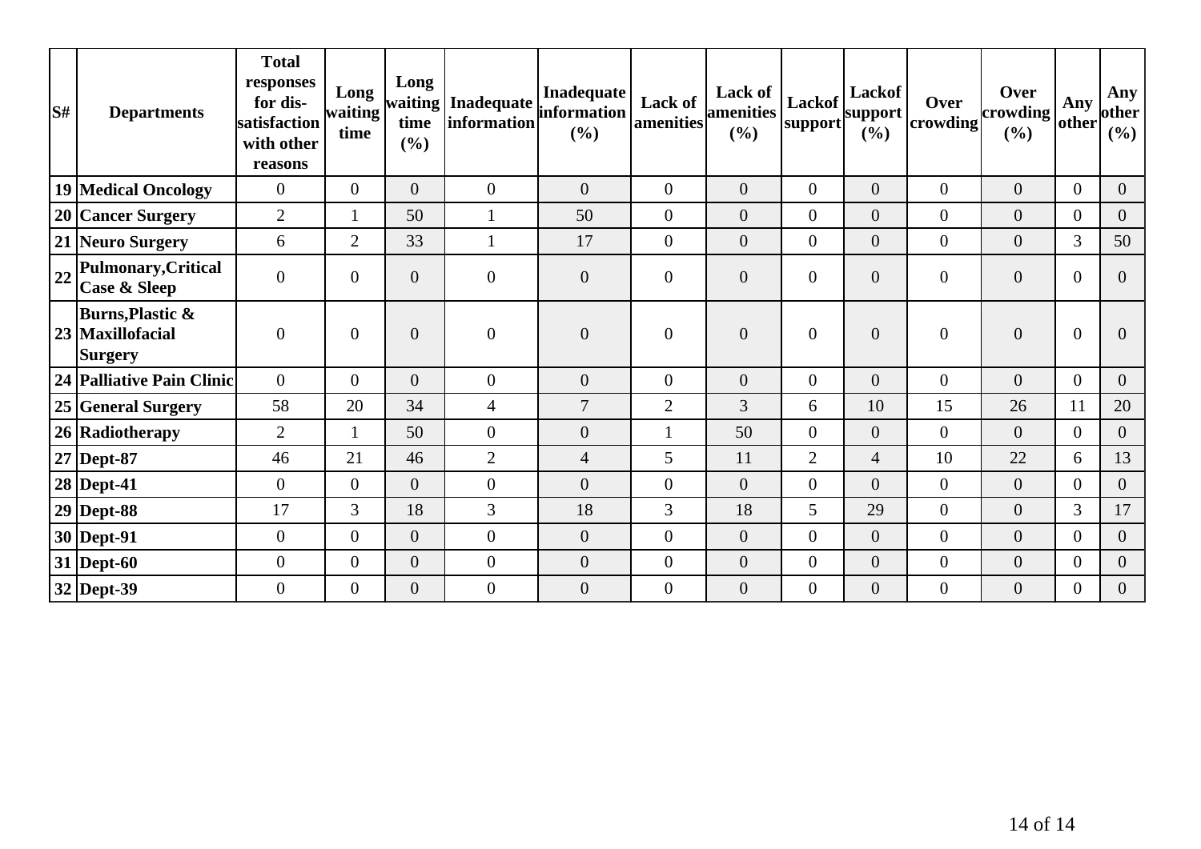| S# | Departments | Total responses for dis-satisfaction with other reasons | Long waiting time | Long waiting time (%) | Inadequate information | Inadequate information (%) | Lack of amenities | Lack of amenities (%) | Lackof support | Lackof support (%) | Over crowding | Over crowding (%) | Any other | Any other (%) |
|---|---|---|---|---|---|---|---|---|---|---|---|---|---|---|
| 19 | Medical Oncology | 0 | 0 | 0 | 0 | 0 | 0 | 0 | 0 | 0 | 0 | 0 | 0 | 0 |
| 20 | Cancer Surgery | 2 | 1 | 50 | 1 | 50 | 0 | 0 | 0 | 0 | 0 | 0 | 0 | 0 |
| 21 | Neuro Surgery | 6 | 2 | 33 | 1 | 17 | 0 | 0 | 0 | 0 | 0 | 0 | 3 | 50 |
| 22 | Pulmonary,Critical Case & Sleep | 0 | 0 | 0 | 0 | 0 | 0 | 0 | 0 | 0 | 0 | 0 | 0 | 0 |
| 23 | Burns,Plastic & Maxillofacial Surgery | 0 | 0 | 0 | 0 | 0 | 0 | 0 | 0 | 0 | 0 | 0 | 0 | 0 |
| 24 | Palliative Pain Clinic | 0 | 0 | 0 | 0 | 0 | 0 | 0 | 0 | 0 | 0 | 0 | 0 | 0 |
| 25 | General Surgery | 58 | 20 | 34 | 4 | 7 | 2 | 3 | 6 | 10 | 15 | 26 | 11 | 20 |
| 26 | Radiotherapy | 2 | 1 | 50 | 0 | 0 | 1 | 50 | 0 | 0 | 0 | 0 | 0 | 0 |
| 27 | Dept-87 | 46 | 21 | 46 | 2 | 4 | 5 | 11 | 2 | 4 | 10 | 22 | 6 | 13 |
| 28 | Dept-41 | 0 | 0 | 0 | 0 | 0 | 0 | 0 | 0 | 0 | 0 | 0 | 0 | 0 |
| 29 | Dept-88 | 17 | 3 | 18 | 3 | 18 | 3 | 18 | 5 | 29 | 0 | 0 | 3 | 17 |
| 30 | Dept-91 | 0 | 0 | 0 | 0 | 0 | 0 | 0 | 0 | 0 | 0 | 0 | 0 | 0 |
| 31 | Dept-60 | 0 | 0 | 0 | 0 | 0 | 0 | 0 | 0 | 0 | 0 | 0 | 0 | 0 |
| 32 | Dept-39 | 0 | 0 | 0 | 0 | 0 | 0 | 0 | 0 | 0 | 0 | 0 | 0 | 0 |